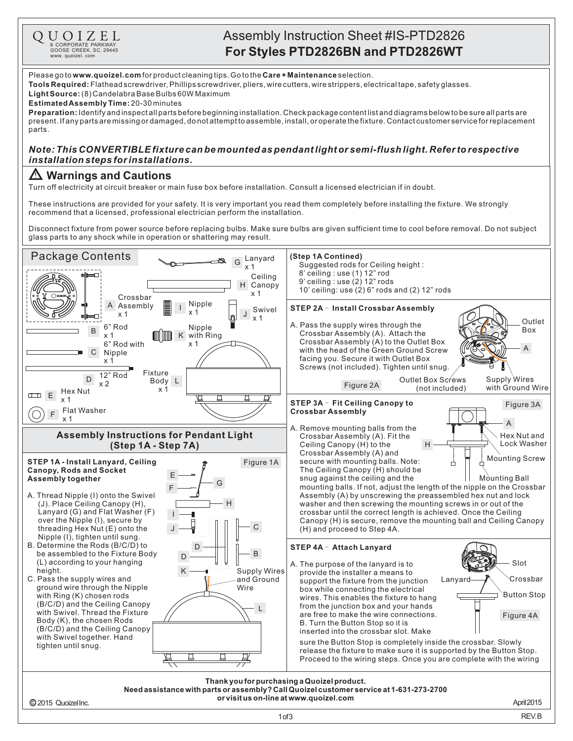QUOIZEL
6 CORPORATE PARKWAY
GOOSE CREEK, SC. 29445
www. quoizel. com

# Assembly Instruction Sheet #IS-PTD2826
# For Styles PTD2826BN and PTD2826WT

Please go to **www.quoizel.com** for product cleaning tips. Go to the **Care + Maintenance** selection.

**Tools Required:** Flathead screwdriver, Phillips screwdriver, pliers, wire cutters, wire strippers, electrical tape, safety glasses.

**Light Source:** (8) Candelabra Base Bulbs 60W Maximum

**Estimated Assembly Time:** 20-30 minutes

**Preparation:** Identify and inspect all parts before beginning installation. Check package content list and diagrams below to be sure all parts are present. If any parts are missing or damaged, do not attempt to assemble, install, or operate the fixture. Contact customer service for replacement parts.

***Note: This CONVERTIBLE fixture can be mounted as pendant light or semi-flush light. Refer to respective installation steps for installations.***

## ⚠ Warnings and Cautions

Turn off electricity at circuit breaker or main fuse box before installation. Consult a licensed electrician if in doubt.

These instructions are provided for your safety. It is very important you read them completely before installing the fixture. We strongly recommend that a licensed, professional electrician perform the installation.

Disconnect fixture from power source before replacing bulbs. Make sure bulbs are given sufficient time to cool before removal. Do not subject glass parts to any shock while in operation or shattering may result.

## Package Contents

- A Crossbar Assembly x 1
- B 6" Rod x 1
- C 6" Rod with Nipple x 1
- D 12" Rod x 2
- E Hex Nut x 1
- F Flat Washer x 1
- G Lanyard x 1
- H Ceiling Canopy x 1
- I Nipple x 1
- J Swivel x 1
- K Nipple with Ring x 1
- L Fixture Body x 1

## Assembly Instructions for Pendant Light (Step 1A - Step 7A)

### STEP 1A - Install Lanyard, Ceiling Canopy, Rods and Socket Assembly together

Figure 1A

A. Thread Nipple (I) onto the Swivel (J). Place Ceiling Canopy (H), Lanyard (G) and Flat Washer (F) over the Nipple (I), secure by threading Hex Nut (E) onto the Nipple (I), tighten until sung.

B. Determine the Rods (B/C/D) to be assembled to the Fixture Body (L) according to your hanging height.

C. Pass the supply wires and ground wire through the Nipple with Ring (K) chosen rods (B/C/D) and the Ceiling Canopy with Swivel. Thread the Fixture Body (K), the chosen Rods (B/C/D) and the Ceiling Canopy with Swivel together. Hand tighten until snug.

Supply Wires and Ground Wire

**(Step 1A Contined)**

Suggested rods for Ceiling height :
- 8' ceiling : use (1) 12" rod
- 9' ceiling : use (2) 12" rods
- 10' ceiling: use (2) 6" rods and (2) 12" rods

### STEP 2A – Install Crossbar Assembly

A. Pass the supply wires through the Crossbar Assembly (A). Attach the Crossbar Assembly (A) to the Outlet Box with the head of the Green Ground Screw facing you. Secure it with Outlet Box Screws (not included). Tighten until snug.

Figure 2A — Outlet Box; A; Outlet Box Screws (not included); Supply Wires with Ground Wire

### STEP 3A – Fit Ceiling Canopy to Crossbar Assembly

Figure 3A — A; Hex Nut and Lock Washer; H; Mounting Screw; Mounting Ball

A. Remove mounting balls from the Crossbar Assembly (A). Fit the Ceiling Canopy (H) to the Crossbar Assembly (A) and secure with mounting balls. Note: The Ceiling Canopy (H) should be snug against the ceiling and the mounting balls. If not, adjust the length of the nipple on the Crossbar Assembly (A) by unscrewing the preassembled hex nut and lock washer and then screwing the mounting screws in or out of the crossbar until the correct length is achieved. Once the Ceiling Canopy (H) is secure, remove the mounting ball and Ceiling Canopy (H) and proceed to Step 4A.

### STEP 4A – Attach Lanyard

Figure 4A — Slot; Lanyard; Crossbar; Button Stop

A. The purpose of the lanyard is to provide the installer a means to support the fixture from the junction box while connecting the electrical wires. This enables the fixture to hang from the junction box and your hands are free to make the wire connections.

B. Turn the Button Stop so it is inserted into the crossbar slot. Make sure the Button Stop is completely inside the crossbar. Slowly release the fixture to make sure it is supported by the Button Stop. Proceed to the wiring steps. Once you are complete with the wiring

**Thank you for purchasing a Quoizel product.**
**Need assistance with parts or assembly? Call Quoizel customer service at 1-631-273-2700 or visit us on-line at www.quoizel.com**

© 2015 Quoizel Inc. April 2015 REV.B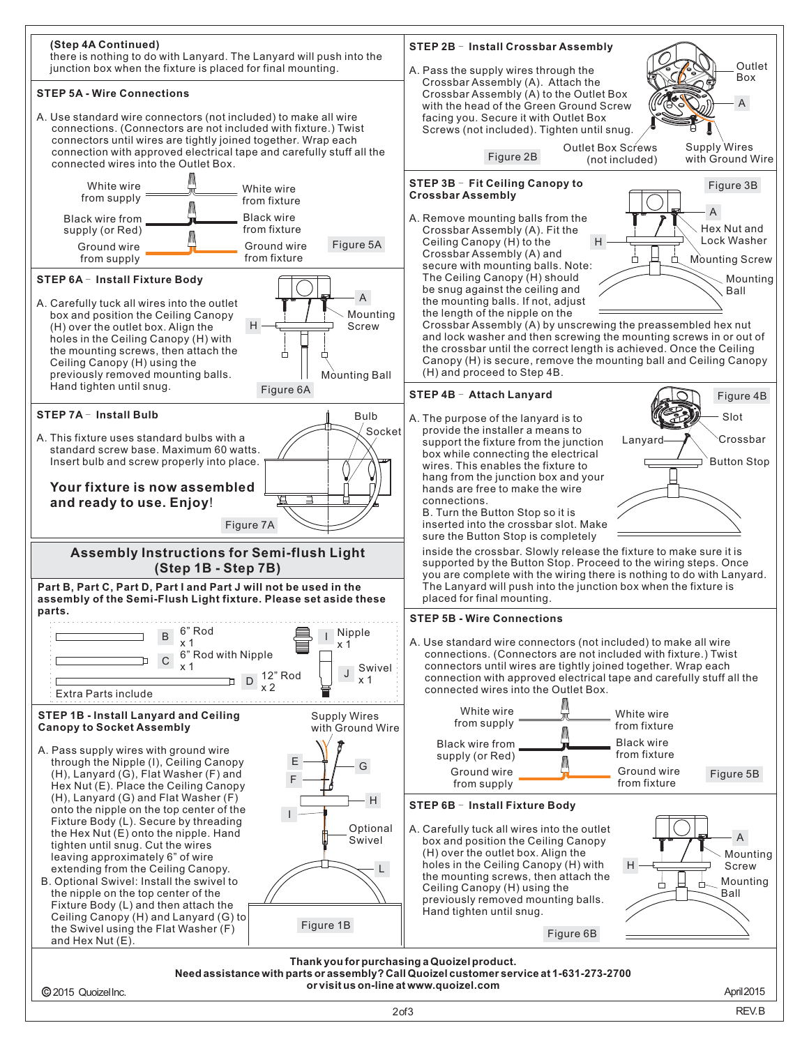**(Step 4A Continued)**
there is nothing to do with Lanyard. The Lanyard will push into the junction box when the fixture is placed for final mounting.

### STEP 5A - Wire Connections

A. Use standard wire connectors (not included) to make all wire connections. (Connectors are not included with fixture.) Twist connectors until wires are tightly joined together. Wrap each connection with approved electrical tape and carefully stuff all the connected wires into the Outlet Box.

White wire from supply — White wire from fixture
Black wire from supply (or Red) — Black wire from fixture
Ground wire from supply — Ground wire from fixture

Figure 5A

### STEP 6A – Install Fixture Body

A. Carefully tuck all wires into the outlet box and position the Ceiling Canopy (H) over the outlet box. Align the holes in the Ceiling Canopy (H) with the mounting screws, then attach the Ceiling Canopy (H) using the previously removed mounting balls. Hand tighten until snug.

A, H, Mounting Screw, Mounting Ball

Figure 6A

### STEP 7A – Install Bulb

A. This fixture uses standard bulbs with a standard screw base. Maximum 60 watts. Insert bulb and screw properly into place.

Bulb, Socket

**Your fixture is now assembled and ready to use. Enjoy!**

Figure 7A

## Assembly Instructions for Semi-flush Light (Step 1B - Step 7B)

**Part B, Part C, Part D, Part I and Part J will not be used in the assembly of the Semi-Flush Light fixture. Please set aside these parts.**

Extra Parts include

- B — 6" Rod x 1
- C — 6" Rod with Nipple x 1
- D — 12" Rod x 2
- I — Nipple x 1
- J — Swivel x 1

### STEP 1B - Install Lanyard and Ceiling Canopy to Socket Assembly

A. Pass supply wires with ground wire through the Nipple (I), Ceiling Canopy (H), Lanyard (G), Flat Washer (F) and Hex Nut (E). Place the Ceiling Canopy (H), Lanyard (G) and Flat Washer (F) onto the nipple on the top center of the Fixture Body (L). Secure by threading the Hex Nut (E) onto the nipple. Hand tighten until snug. Cut the wires leaving approximately 6" of wire extending from the Ceiling Canopy.

B. Optional Swivel: Install the swivel to the nipple on the top center of the Fixture Body (L) and then attach the Ceiling Canopy (H) and Lanyard (G) to the Swivel using the Flat Washer (F) and Hex Nut (E).

Supply Wires with Ground Wire, E, F, G, H, I, Optional Swivel, L

Figure 1B

### STEP 2B – Install Crossbar Assembly

A. Pass the supply wires through the Crossbar Assembly (A). Attach the Crossbar Assembly (A) to the Outlet Box with the head of the Green Ground Screw facing you. Secure it with Outlet Box Screws (not included). Tighten until snug.

Outlet Box, A, Outlet Box Screws (not included), Supply Wires with Ground Wire

Figure 2B

### STEP 3B – Fit Ceiling Canopy to Crossbar Assembly

A. Remove mounting balls from the Crossbar Assembly (A). Fit the Ceiling Canopy (H) to the Crossbar Assembly (A) and secure with mounting balls. Note: The Ceiling Canopy (H) should be snug against the ceiling and the mounting balls. If not, adjust the length of the nipple on the Crossbar Assembly (A) by unscrewing the preassembled hex nut and lock washer and then screwing the mounting screws in or out of the crossbar until the correct length is achieved. Once the Ceiling Canopy (H) is secure, remove the mounting ball and Ceiling Canopy (H) and proceed to Step 4B.

A, H, Hex Nut and Lock Washer, Mounting Screw, Mounting Ball

Figure 3B

### STEP 4B – Attach Lanyard

A. The purpose of the lanyard is to provide the installer a means to support the fixture from the junction box while connecting the electrical wires. This enables the fixture to hang from the junction box and your hands are free to make the wire connections.

B. Turn the Button Stop so it is inserted into the crossbar slot. Make sure the Button Stop is completely inside the crossbar. Slowly release the fixture to make sure it is supported by the Button Stop. Proceed to the wiring steps. Once you are complete with the wiring there is nothing to do with Lanyard. The Lanyard will push into the junction box when the fixture is placed for final mounting.

Slot, Lanyard, Crossbar, Button Stop

Figure 4B

### STEP 5B - Wire Connections

A. Use standard wire connectors (not included) to make all wire connections. (Connectors are not included with fixture.) Twist connectors until wires are tightly joined together. Wrap each connection with approved electrical tape and carefully stuff all the connected wires into the Outlet Box.

White wire from supply — White wire from fixture
Black wire from supply (or Red) — Black wire from fixture
Ground wire from supply — Ground wire from fixture

Figure 5B

### STEP 6B – Install Fixture Body

A. Carefully tuck all wires into the outlet box and position the Ceiling Canopy (H) over the outlet box. Align the holes in the Ceiling Canopy (H) with the mounting screws, then attach the Ceiling Canopy (H) using the previously removed mounting balls. Hand tighten until snug.

A, H, Mounting Screw, Mounting Ball

Figure 6B

**Thank you for purchasing a Quoizel product.**
**Need assistance with parts or assembly? Call Quoizel customer service at 1-631-273-2700 or visit us on-line at www.quoizel.com**

© 2015 Quoizel Inc. — April 2015 — REV.B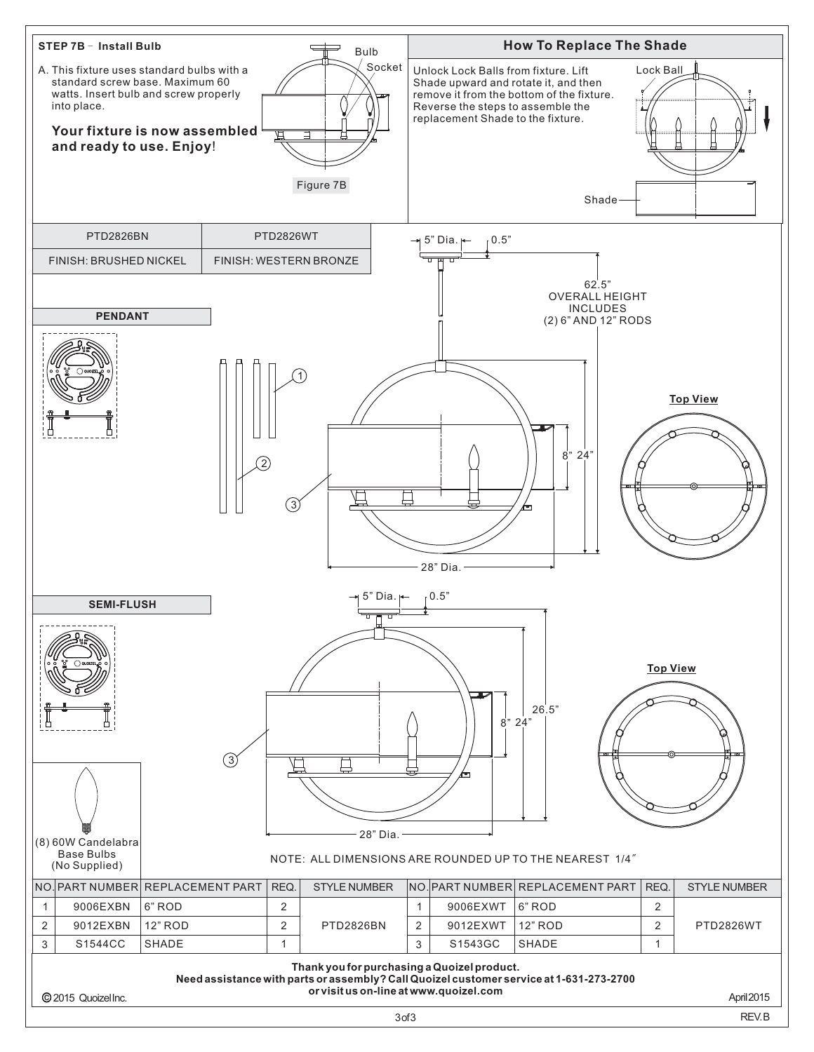**STEP 7B – Install Bulb**

A. This fixture uses standard bulbs with a standard screw base. Maximum 60 watts. Insert bulb and screw properly into place.

**Your fixture is now assembled and ready to use. Enjoy!**

Bulb
Socket
Figure 7B

## How To Replace The Shade

Unlock Lock Balls from fixture. Lift Shade upward and rotate it, and then remove it from the bottom of the fixture. Reverse the steps to assemble the replacement Shade to the fixture.

Lock Ball
Shade

| PTD2826BN | PTD2826WT |
|---|---|
| FINISH: BRUSHED NICKEL | FINISH: WESTERN BRONZE |

**PENDANT**

5" Dia.
0.5"
62.5"
OVERALL HEIGHT
INCLUDES
(2) 6" AND 12" RODS
8"
24"
28" Dia.
Top View

**SEMI-FLUSH**

5" Dia.
0.5"
26.5"
8"
24"
28" Dia.
Top View

(8) 60W Candelabra Base Bulbs (No Supplied)

NOTE: ALL DIMENSIONS ARE ROUNDED UP TO THE NEAREST 1/4″

| NO. | PART NUMBER | REPLACEMENT PART | REQ. | STYLE NUMBER | NO. | PART NUMBER | REPLACEMENT PART | REQ. | STYLE NUMBER |
|---|---|---|---|---|---|---|---|---|---|
| 1 | 9006EXBN | 6" ROD | 2 | PTD2826BN | 1 | 9006EXWT | 6" ROD | 2 | PTD2826WT |
| 2 | 9012EXBN | 12" ROD | 2 | | 2 | 9012EXWT | 12" ROD | 2 | |
| 3 | S1544CC | SHADE | 1 | | 3 | S1543GC | SHADE | 1 | |

**Thank you for purchasing a Quoizel product.**
**Need assistance with parts or assembly? Call Quoizel customer service at 1-631-273-2700 or visit us on-line at www.quoizel.com**

© 2015 Quoizel Inc.
April 2015
REV.B